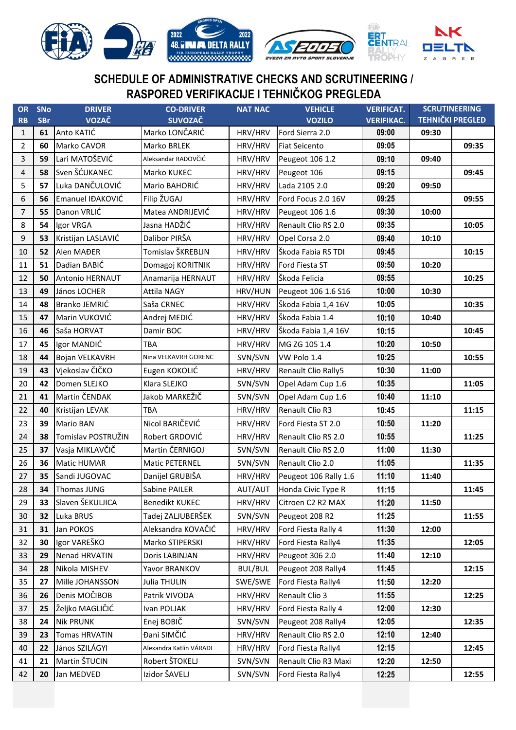# SCHEDULE OF ADMINISTRATIVE CHECKS AND SCRUTINEERING / RASPORED VERIFIKACIJE I TEHNIČKOG PREGLEDA

| OR RB | SNo SBr | DRIVER VOZAČ | CO-DRIVER SUVOZAČ | NAT NAC | VEHICLE VOZILO | VERIFICAT. VERIFIKAC. | SCRUTINEERING TEHNIČKI PREGLED | |
|---|---|---|---|---|---|---|---|---|
| 1 | 61 | Anto KATIĆ | Marko LONČARIĆ | HRV/HRV | Ford Sierra 2.0 | 09:00 | 09:30 | |
| 2 | 60 | Marko CAVOR | Marko BRLEK | HRV/HRV | Fiat Seicento | 09:05 | | 09:35 |
| 3 | 59 | Lari MATOŠEVIĆ | Aleksandar RADOVČIĆ | HRV/HRV | Peugeot 106 1.2 | 09:10 | 09:40 | |
| 4 | 58 | Sven ŠĆUKANEC | Marko KUKEC | HRV/HRV | Peugeot 106 | 09:15 | | 09:45 |
| 5 | 57 | Luka DANČULOVIĆ | Mario BAHORIĆ | HRV/HRV | Lada 2105 2.0 | 09:20 | 09:50 | |
| 6 | 56 | Emanuel IĐAKOVIĆ | Filip ŽUGAJ | HRV/HRV | Ford Focus 2.0 16V | 09:25 | | 09:55 |
| 7 | 55 | Danon VRLIĆ | Matea ANDRIJEVIĆ | HRV/HRV | Peugeot 106 1.6 | 09:30 | 10:00 | |
| 8 | 54 | Igor VRGA | Jasna HADŽIĆ | HRV/HRV | Renault Clio RS 2.0 | 09:35 | | 10:05 |
| 9 | 53 | Kristijan LASLAVIĆ | Dalibor PIRŠA | HRV/HRV | Opel Corsa 2.0 | 09:40 | 10:10 | |
| 10 | 52 | Alen MAĐER | Tomislav ŠKREBLIN | HRV/HRV | Škoda Fabia RS TDI | 09:45 | | 10:15 |
| 11 | 51 | Dadian BABIĆ | Domagoj KORITNIK | HRV/HRV | Ford Fiesta ST | 09:50 | 10:20 | |
| 12 | 50 | Antonio HERNAUT | Anamarija HERNAUT | HRV/HRV | Škoda Felicia | 09:55 | | 10:25 |
| 13 | 49 | János LOCHER | Attila NAGY | HRV/HUN | Peugeot 106 1.6 S16 | 10:00 | 10:30 | |
| 14 | 48 | Branko JEMRIĆ | Saša CRNEC | HRV/HRV | Škoda Fabia 1,4 16V | 10:05 | | 10:35 |
| 15 | 47 | Marin VUKOVIĆ | Andrej MEDIĆ | HRV/HRV | Škoda Fabia 1.4 | 10:10 | 10:40 | |
| 16 | 46 | Saša HORVAT | Damir BOC | HRV/HRV | Škoda Fabia 1,4 16V | 10:15 | | 10:45 |
| 17 | 45 | Igor MANDIĆ | TBA | HRV/HRV | MG ZG 105 1.4 | 10:20 | 10:50 | |
| 18 | 44 | Bojan VELKAVRH | Nina VELKAVRH GORENC | SVN/SVN | VW Polo 1.4 | 10:25 | | 10:55 |
| 19 | 43 | Vjekoslav ČIČKO | Eugen KOKOLIĆ | HRV/HRV | Renault Clio Rally5 | 10:30 | 11:00 | |
| 20 | 42 | Domen SLEJKO | Klara SLEJKO | SVN/SVN | Opel Adam Cup 1.6 | 10:35 | | 11:05 |
| 21 | 41 | Martin ČENDAK | Jakob MARKEŽIČ | SVN/SVN | Opel Adam Cup 1.6 | 10:40 | 11:10 | |
| 22 | 40 | Kristijan LEVAK | TBA | HRV/HRV | Renault Clio R3 | 10:45 | | 11:15 |
| 23 | 39 | Mario BAN | Nicol BARIČEVIĆ | HRV/HRV | Ford Fiesta ST 2.0 | 10:50 | 11:20 | |
| 24 | 38 | Tomislav POSTRUŽIN | Robert GRDOVIĆ | HRV/HRV | Renault Clio RS 2.0 | 10:55 | | 11:25 |
| 25 | 37 | Vasja MIKLAVČIČ | Martin ČERNIGOJ | SVN/SVN | Renault Clio RS 2.0 | 11:00 | 11:30 | |
| 26 | 36 | Matic HUMAR | Matic PETERNEL | SVN/SVN | Renault Clio 2.0 | 11:05 | | 11:35 |
| 27 | 35 | Sandi JUGOVAC | Danijel GRUBIŠA | HRV/HRV | Peugeot 106 Rally 1.6 | 11:10 | 11:40 | |
| 28 | 34 | Thomas JUNG | Sabine PAILER | AUT/AUT | Honda Civic Type R | 11:15 | | 11:45 |
| 29 | 33 | Slaven ŠEKULJICA | Benedikt KUKEC | HRV/HRV | Citroen C2 R2 MAX | 11:20 | 11:50 | |
| 30 | 32 | Luka BRUS | Tadej ZALJUBERŠEK | SVN/SVN | Peugeot 208 R2 | 11:25 | | 11:55 |
| 31 | 31 | Jan POKOS | Aleksandra KOVAČIĆ | HRV/HRV | Ford Fiesta Rally 4 | 11:30 | 12:00 | |
| 32 | 30 | Igor VAREŠKO | Marko STIPERSKI | HRV/HRV | Ford Fiesta Rally4 | 11:35 | | 12:05 |
| 33 | 29 | Nenad HRVATIN | Doris LABINJAN | HRV/HRV | Peugeot 306 2.0 | 11:40 | 12:10 | |
| 34 | 28 | Nikola MISHEV | Yavor BRANKOV | BUL/BUL | Peugeot 208 Rally4 | 11:45 | | 12:15 |
| 35 | 27 | Mille JOHANSSON | Julia THULIN | SWE/SWE | Ford Fiesta Rally4 | 11:50 | 12:20 | |
| 36 | 26 | Denis MOČIBOB | Patrik VIVODA | HRV/HRV | Renault Clio 3 | 11:55 | | 12:25 |
| 37 | 25 | Željko MAGLIČIĆ | Ivan POLJAK | HRV/HRV | Ford Fiesta Rally 4 | 12:00 | 12:30 | |
| 38 | 24 | Nik PRUNK | Enej BOBIČ | SVN/SVN | Peugeot 208 Rally4 | 12:05 | | 12:35 |
| 39 | 23 | Tomas HRVATIN | Đani SIMČIĆ | HRV/HRV | Renault Clio RS 2.0 | 12:10 | 12:40 | |
| 40 | 22 | János SZILÁGYI | Alexandra Katlin VÁRADI | HRV/HRV | Ford Fiesta Rally4 | 12:15 | | 12:45 |
| 41 | 21 | Martin ŠTUCIN | Robert ŠTOKELJ | SVN/SVN | Renault Clio R3 Maxi | 12:20 | 12:50 | |
| 42 | 20 | Jan MEDVED | Izidor ŠAVELJ | SVN/SVN | Ford Fiesta Rally4 | 12:25 | | 12:55 |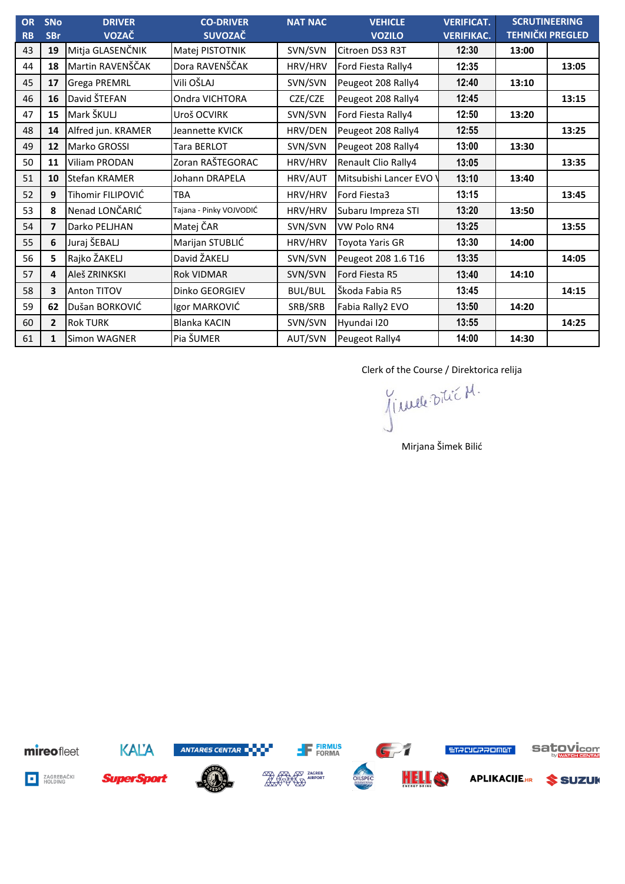| OR RB | SNo SBr | DRIVER VOZAČ | CO-DRIVER SUVOZAČ | NAT NAC | VEHICLE VOZILO | VERIFICAT. VERIFIKAC. | SCRUTINEERING TEHNIČKI PREGLED | |
|---|---|---|---|---|---|---|---|---|
| 43 | 19 | Mitja GLASENČNIK | Matej PISTOTNIK | SVN/SVN | Citroen DS3 R3T | 12:30 | 13:00 | |
| 44 | 18 | Martin RAVENŠČAK | Dora RAVENŠČAK | HRV/HRV | Ford Fiesta Rally4 | 12:35 | | 13:05 |
| 45 | 17 | Grega PREMRL | Vili OŠLAJ | SVN/SVN | Peugeot 208 Rally4 | 12:40 | 13:10 | |
| 46 | 16 | David ŠTEFAN | Ondra VICHTORA | CZE/CZE | Peugeot 208 Rally4 | 12:45 | | 13:15 |
| 47 | 15 | Mark ŠKULJ | Uroš OCVIRK | SVN/SVN | Ford Fiesta Rally4 | 12:50 | 13:20 | |
| 48 | 14 | Alfred jun. KRAMER | Jeannette KVICK | HRV/DEN | Peugeot 208 Rally4 | 12:55 | | 13:25 |
| 49 | 12 | Marko GROSSI | Tara BERLOT | SVN/SVN | Peugeot 208 Rally4 | 13:00 | 13:30 | |
| 50 | 11 | Viliam PRODAN | Zoran RAŠTEGORAC | HRV/HRV | Renault Clio Rally4 | 13:05 | | 13:35 |
| 51 | 10 | Stefan KRAMER | Johann DRAPELA | HRV/AUT | Mitsubishi Lancer EVO \ | 13:10 | 13:40 | |
| 52 | 9 | Tihomir FILIPOVIĆ | TBA | HRV/HRV | Ford Fiesta3 | 13:15 | | 13:45 |
| 53 | 8 | Nenad LONČARIĆ | Tajana - Pinky VOJVODIĆ | HRV/HRV | Subaru Impreza STI | 13:20 | 13:50 | |
| 54 | 7 | Darko PELJHAN | Matej ČAR | SVN/SVN | VW Polo RN4 | 13:25 | | 13:55 |
| 55 | 6 | Juraj ŠEBALJ | Marijan STUBLIĆ | HRV/HRV | Toyota Yaris GR | 13:30 | 14:00 | |
| 56 | 5 | Rajko ŽAKELJ | David ŽAKELJ | SVN/SVN | Peugeot 208 1.6 T16 | 13:35 | | 14:05 |
| 57 | 4 | Aleš ZRINKSKI | Rok VIDMAR | SVN/SVN | Ford Fiesta R5 | 13:40 | 14:10 | |
| 58 | 3 | Anton TITOV | Dinko GEORGIEV | BUL/BUL | Škoda Fabia R5 | 13:45 | | 14:15 |
| 59 | 62 | Dušan BORKOVIĆ | Igor MARKOVIĆ | SRB/SRB | Fabia Rally2 EVO | 13:50 | 14:20 | |
| 60 | 2 | Rok TURK | Blanka KACIN | SVN/SVN | Hyundai I20 | 13:55 | | 14:25 |
| 61 | 1 | Simon WAGNER | Pia ŠUMER | AUT/SVN | Peugeot Rally4 | 14:00 | 14:30 | |

Clerk of the Course / Direktorica relija

Mirjana Šimek Bilić